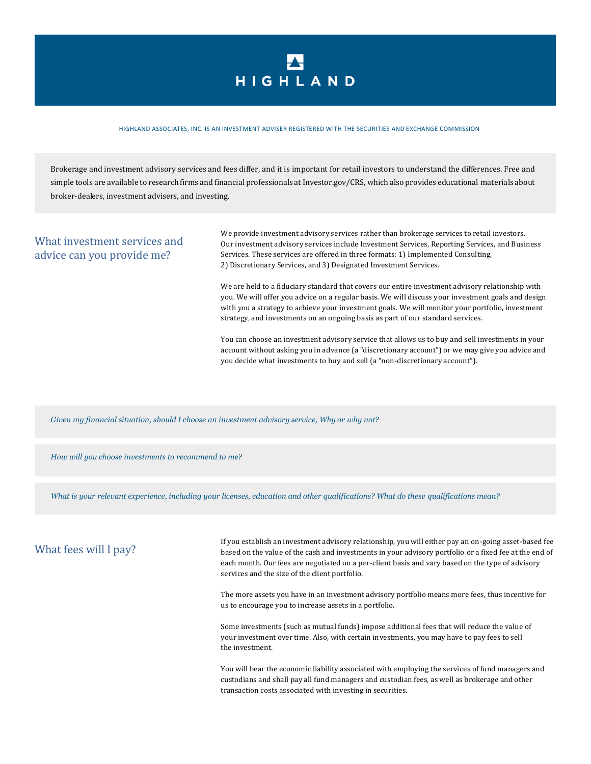# HIGHLAND

HIGHLAND ASSOCIATES, INC. IS AN INVESTMENT ADVISER REGISTERED WITH THE SECURITIES AND EXCHANGE COMMISSION

Brokerage and investment advisory services and fees differ, and it is important for retail investors to understand the differences. Free and simple tools are available to research firms and financial professionals at Investor.gov/CRS, which also provides educational materials about broker-dealers, investment advisers, and investing.

## What investment services and advice can you provide me?

We provide investment advisory services rather than brokerage services to retail investors. Our investment advisory services include Investment Services, Reporting Services, and Business Services. These services are offered in three formats: 1) Implemented Consulting, 2) Discretionary Services, and 3) Designated Investment Services.

We are held to a fiduciary standard that covers our entire investment advisory relationship with you. We will offer you advice on a regular basis. We will discuss your investment goals and design with you a strategy to achieve your investment goals. We will monitor your portfolio, investment strategy, and investments on an ongoing basis as part of our standard services.

You can choose an investment advisory service that allows us to buy and sell investments in your account without asking you in advance (a "discretionary account") or we may give you advice and you decide what investments to buy and sell (a "non-discretionary account").

*Given my financial situation, should I choose an investment advisory service, Why or why not?*

*How will you choose investments to recommend to me?*

*What is your relevant experience, including your licenses, education and other qualifications? What do these qualifications mean?*

## What fees will I pay?

If you establish an investment advisory relationship, you will either pay an on-going asset-based fee based on the value of the cash and investments in your advisory portfolio or a fixed fee at the end of each month. Our fees are negotiated on a per-client basis and vary based on the type of advisory services and the size of the client portfolio.

The more assets you have in an investment advisory portfolio means more fees, thus incentive for us to encourage you to increase assets in a portfolio.

Some investments (such as mutual funds) impose additional fees that will reduce the value of your investment over time. Also, with certain investments, you may have to pay fees to sell the investment.

You will bear the economic liability associated with employing the services of fund managers and custodians and shall pay all fund managers and custodian fees, as well as brokerage and other transaction costs associated with investing in securities.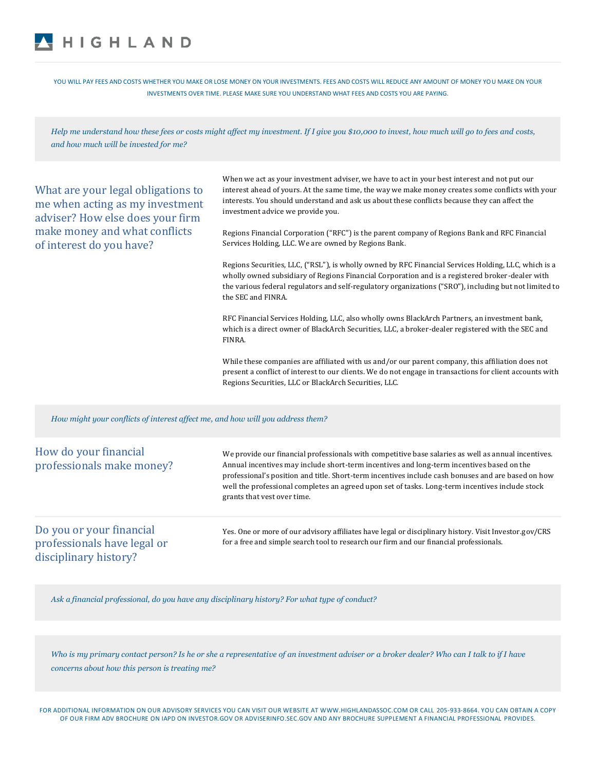HIGHLAND

YOU WILL PAY FEES AND COSTS WHETHER YOU MAKE OR LOSE MONEY ON YOUR INVESTMENTS. FEES AND COSTS WILL REDUCE ANY AMOUNT OF MONEY YOU MAKE ON YOUR INVESTMENTS OVER TIME. PLEASE MAKE SURE YOU UNDERSTAND WHAT FEES AND COSTS YOU ARE PAYING.

*Help me understand how these fees or costs might affect my investment. If I give you $10,000 to invest, how much will go to fees and costs, and how much will be invested for me?*

## What are your legal obligations to me when acting as my investment adviser? How else does your firm make money and what conflicts of interest do you have?

When we act as your investment adviser, we have to act in your best interest and not put our interest ahead of yours. At the same time, the way we make money creates some conflicts with your interests. You should understand and ask us about these conflicts because they can affect the investment advice we provide you.

Regions Financial Corporation ("RFC") is the parent company of Regions Bank and RFC Financial Services Holding, LLC. We are owned by Regions Bank.

Regions Securities, LLC, ("RSL"), is wholly owned by RFC Financial Services Holding, LLC, which is a wholly owned subsidiary of Regions Financial Corporation and is a registered broker-dealer with the various federal regulators and self-regulatory organizations ("SRO"), including but not limited to the SEC and FINRA.

RFC Financial Services Holding, LLC, also wholly owns BlackArch Partners, an investment bank, which is a direct owner of BlackArch Securities, LLC, a broker-dealer registered with the SEC and FINRA.

While these companies are affiliated with us and/or our parent company, this affiliation does not present a conflict of interest to our clients. We do not engage in transactions for client accounts with Regions Securities, LLC or BlackArch Securities, LLC.

*How might your conflicts of interest affect me, and how will you address them?*

## How do your financial professionals make money?

We provide our financial professionals with competitive base salaries as well as annual incentives. Annual incentives may include short-term incentives and long-term incentives based on the professional's position and title. Short-term incentives include cash bonuses and are based on how well the professional completes an agreed upon set of tasks. Long-term incentives include stock grants that vest over time.

## Do you or your financial professionals have legal or disciplinary history?

Yes. One or more of our advisory affiliates have legal or disciplinary history. Visit Investor.gov/CRS for a free and simple search tool to research our firm and our financial professionals.

*Ask a financial professional, do you have any disciplinary history? For what type of conduct?*

*Who is my primary contact person? Is he or she a representative of an investment adviser or a broker dealer? Who can I talk to if I have concerns about how this person is treating me?*

FOR ADDITIONAL INFORMATION ON OUR ADVISORY SERVICES YOU CAN VISIT OUR WEBSITE AT WWW.HIGHLANDASSOC.COM OR CALL 205-933-8664. YOU CAN OBTAIN A COPY OF OUR FIRM ADV BROCHURE ON IAPD ON INVESTOR.GOV OR ADVISERINFO.SEC.GOV AND ANY BROCHURE SUPPLEMENT A FINANCIAL PROFESSIONAL PROVIDES.